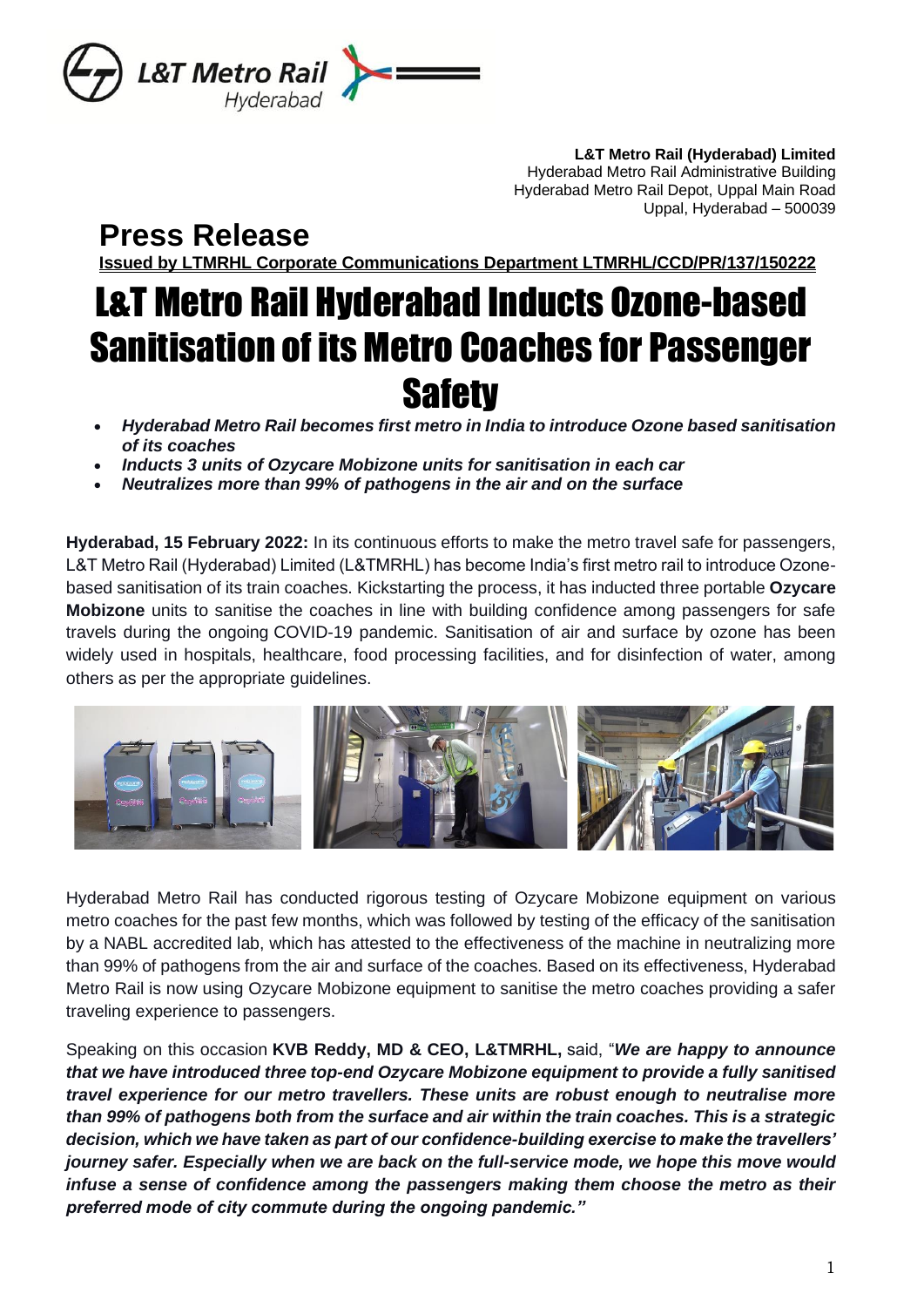**L&T Metro Rail (Hyderabad) Limited**
Hyderabad Metro Rail Administrative Building
Hyderabad Metro Rail Depot, Uppal Main Road
Uppal, Hyderabad – 500039

# Press Release

**Issued by LTMRHL Corporate Communications Department LTMRHL/CCD/PR/137/150222**

# L&T Metro Rail Hyderabad Inducts Ozone-based Sanitisation of its Metro Coaches for Passenger Safety

- ***Hyderabad Metro Rail becomes first metro in India to introduce Ozone based sanitisation of its coaches***
- ***Inducts 3 units of Ozycare Mobizone units for sanitisation in each car***
- ***Neutralizes more than 99% of pathogens in the air and on the surface***

**Hyderabad, 15 February 2022:** In its continuous efforts to make the metro travel safe for passengers, L&T Metro Rail (Hyderabad) Limited (L&TMRHL) has become India's first metro rail to introduce Ozone-based sanitisation of its train coaches. Kickstarting the process, it has inducted three portable **Ozycare Mobizone** units to sanitise the coaches in line with building confidence among passengers for safe travels during the ongoing COVID-19 pandemic. Sanitisation of air and surface by ozone has been widely used in hospitals, healthcare, food processing facilities, and for disinfection of water, among others as per the appropriate guidelines.

Hyderabad Metro Rail has conducted rigorous testing of Ozycare Mobizone equipment on various metro coaches for the past few months, which was followed by testing of the efficacy of the sanitisation by a NABL accredited lab, which has attested to the effectiveness of the machine in neutralizing more than 99% of pathogens from the air and surface of the coaches. Based on its effectiveness, Hyderabad Metro Rail is now using Ozycare Mobizone equipment to sanitise the metro coaches providing a safer traveling experience to passengers.

Speaking on this occasion **KVB Reddy, MD & CEO, L&TMRHL,** said, "***We are happy to announce that we have introduced three top-end Ozycare Mobizone equipment to provide a fully sanitised travel experience for our metro travellers. These units are robust enough to neutralise more than 99% of pathogens both from the surface and air within the train coaches. This is a strategic decision, which we have taken as part of our confidence-building exercise to make the travellers' journey safer. Especially when we are back on the full-service mode, we hope this move would infuse a sense of confidence among the passengers making them choose the metro as their preferred mode of city commute during the ongoing pandemic."***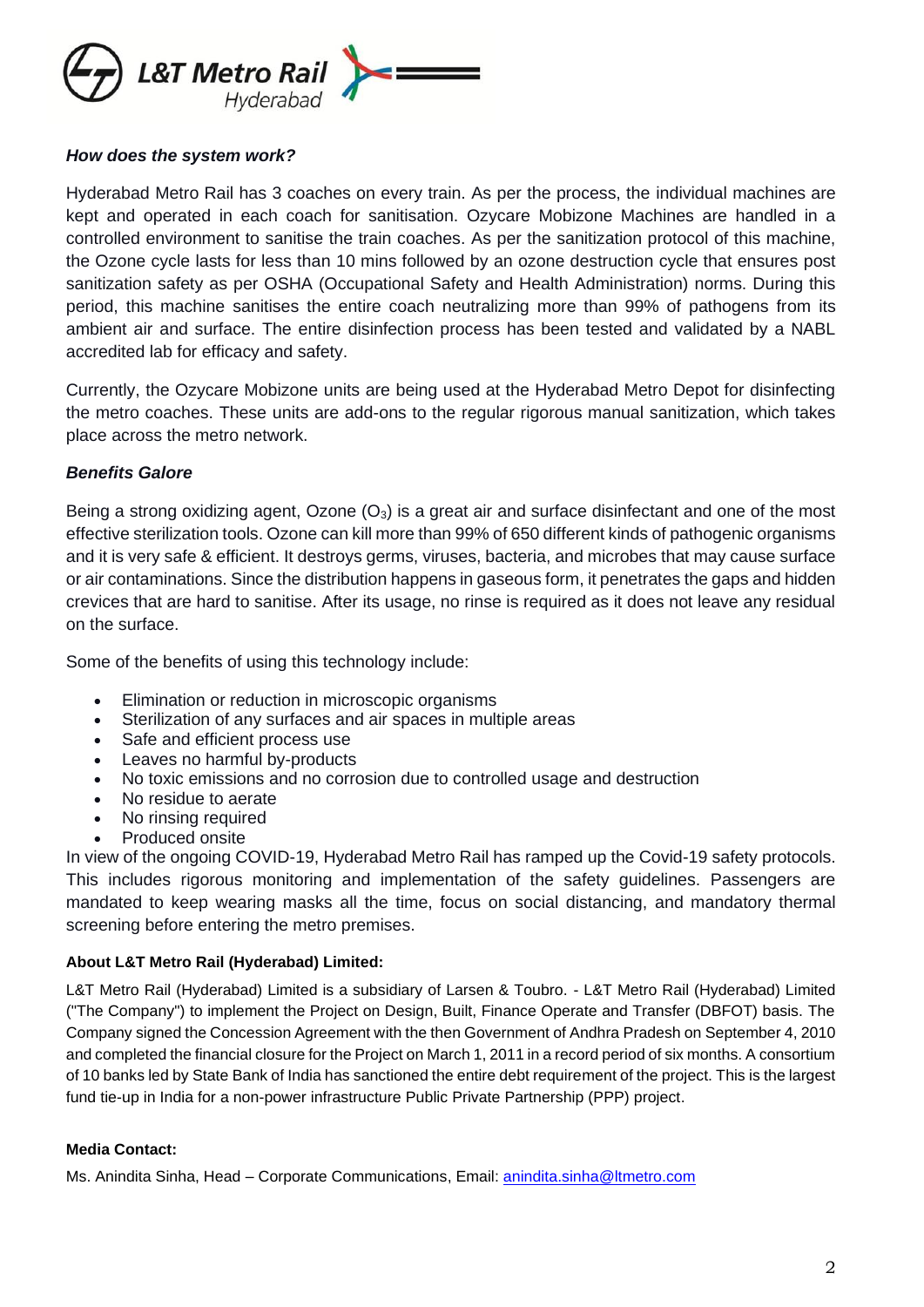### *How does the system work?*

Hyderabad Metro Rail has 3 coaches on every train. As per the process, the individual machines are kept and operated in each coach for sanitisation. Ozycare Mobizone Machines are handled in a controlled environment to sanitise the train coaches. As per the sanitization protocol of this machine, the Ozone cycle lasts for less than 10 mins followed by an ozone destruction cycle that ensures post sanitization safety as per OSHA (Occupational Safety and Health Administration) norms. During this period, this machine sanitises the entire coach neutralizing more than 99% of pathogens from its ambient air and surface. The entire disinfection process has been tested and validated by a NABL accredited lab for efficacy and safety.

Currently, the Ozycare Mobizone units are being used at the Hyderabad Metro Depot for disinfecting the metro coaches. These units are add-ons to the regular rigorous manual sanitization, which takes place across the metro network.

### *Benefits Galore*

Being a strong oxidizing agent, Ozone ($O_3$) is a great air and surface disinfectant and one of the most effective sterilization tools. Ozone can kill more than 99% of 650 different kinds of pathogenic organisms and it is very safe & efficient. It destroys germs, viruses, bacteria, and microbes that may cause surface or air contaminations. Since the distribution happens in gaseous form, it penetrates the gaps and hidden crevices that are hard to sanitise. After its usage, no rinse is required as it does not leave any residual on the surface.

Some of the benefits of using this technology include:

- Elimination or reduction in microscopic organisms
- Sterilization of any surfaces and air spaces in multiple areas
- Safe and efficient process use
- Leaves no harmful by-products
- No toxic emissions and no corrosion due to controlled usage and destruction
- No residue to aerate
- No rinsing required
- Produced onsite

In view of the ongoing COVID-19, Hyderabad Metro Rail has ramped up the Covid-19 safety protocols. This includes rigorous monitoring and implementation of the safety guidelines. Passengers are mandated to keep wearing masks all the time, focus on social distancing, and mandatory thermal screening before entering the metro premises.

**About L&T Metro Rail (Hyderabad) Limited:**

L&T Metro Rail (Hyderabad) Limited is a subsidiary of Larsen & Toubro. - L&T Metro Rail (Hyderabad) Limited ("The Company") to implement the Project on Design, Built, Finance Operate and Transfer (DBFOT) basis. The Company signed the Concession Agreement with the then Government of Andhra Pradesh on September 4, 2010 and completed the financial closure for the Project on March 1, 2011 in a record period of six months. A consortium of 10 banks led by State Bank of India has sanctioned the entire debt requirement of the project. This is the largest fund tie-up in India for a non-power infrastructure Public Private Partnership (PPP) project.

**Media Contact:**

Ms. Anindita Sinha, Head – Corporate Communications, Email: anindita.sinha@ltmetro.com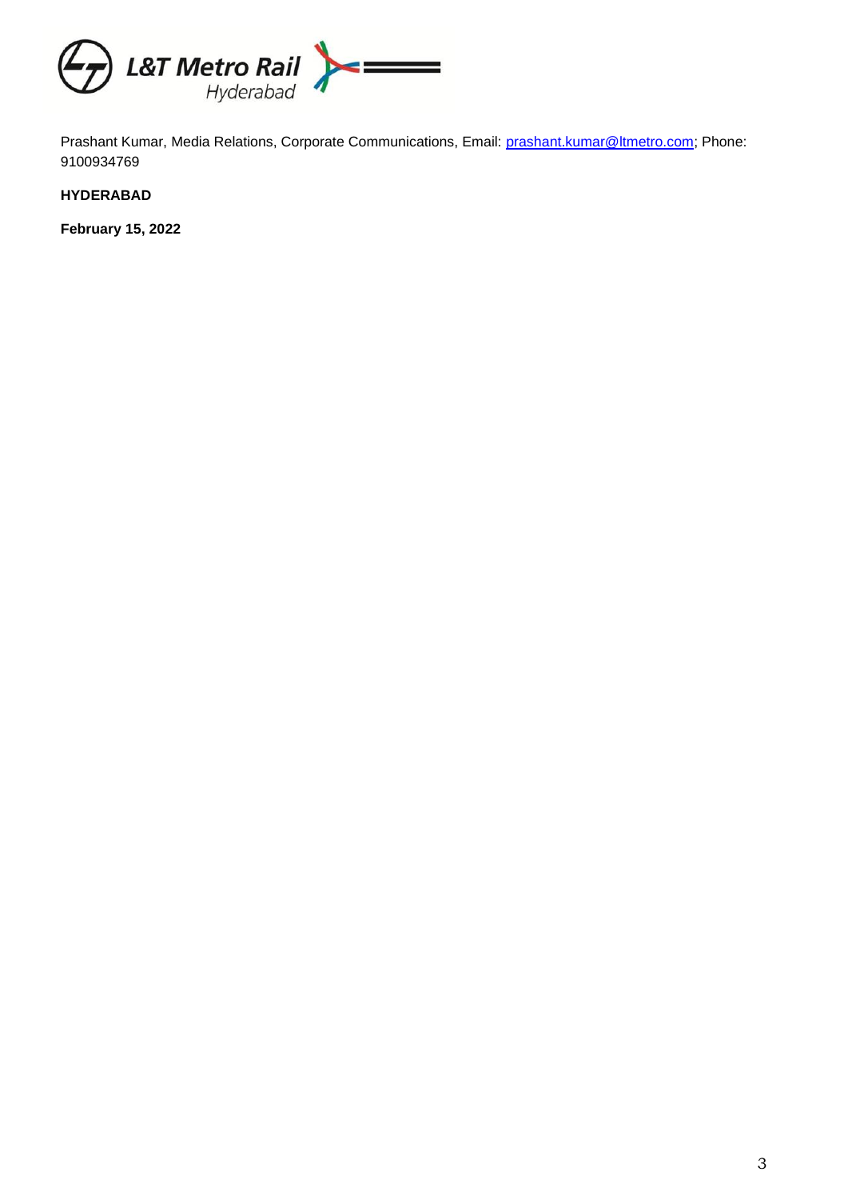Prashant Kumar, Media Relations, Corporate Communications, Email: prashant.kumar@ltmetro.com; Phone: 9100934769

**HYDERABAD**

**February 15, 2022**